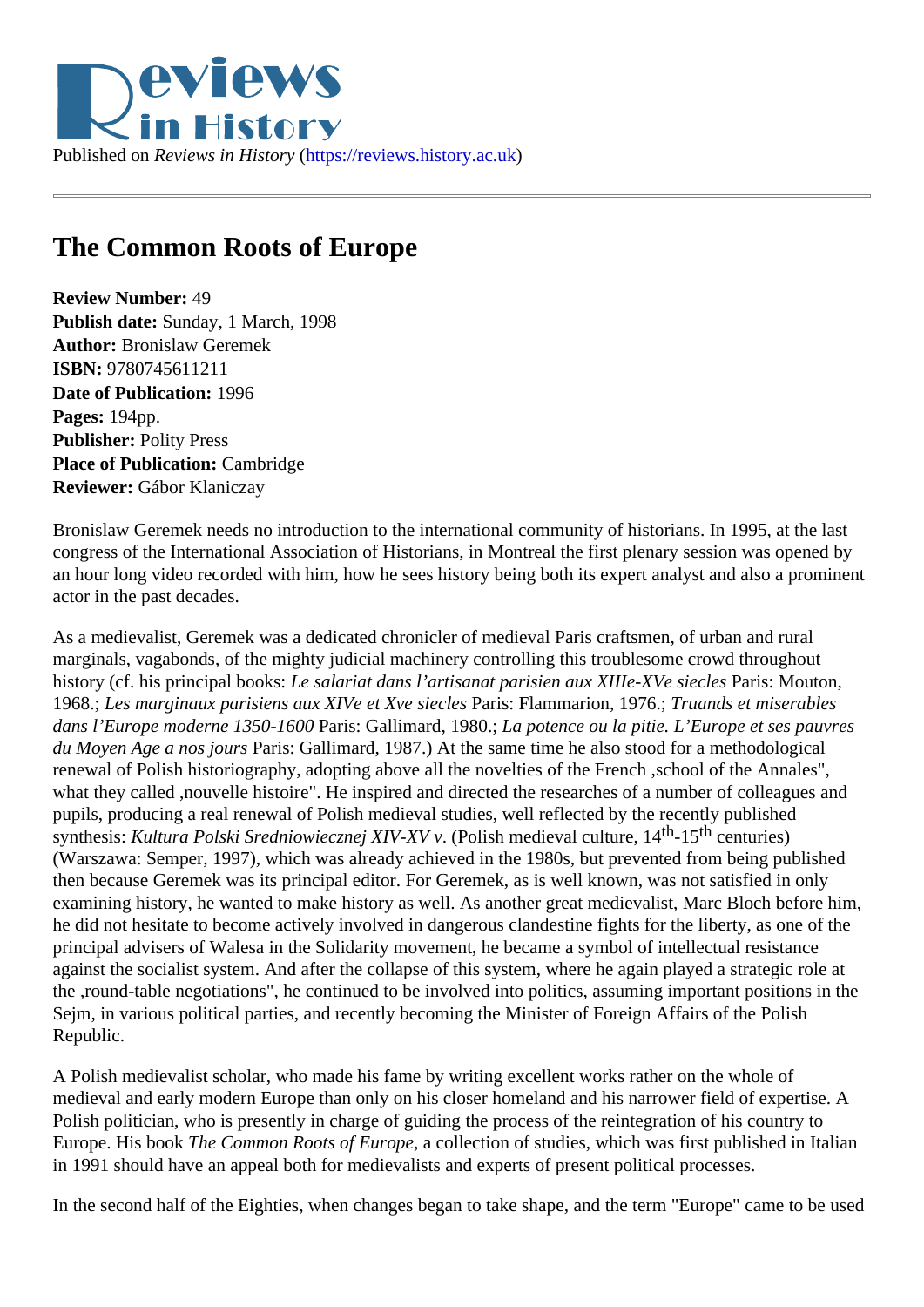Published on *Reviews in History* (https://reviews.history.ac.uk)

# The Common Roots of Europe

**Review Number:** 49
**Publish date:** Sunday, 1 March, 1998
**Author:** Bronislaw Geremek
**ISBN:** 9780745611211
**Date of Publication:** 1996
**Pages:** 194pp.
**Publisher:** Polity Press
**Place of Publication:** Cambridge
**Reviewer:** Gábor Klaniczay

Bronislaw Geremek needs no introduction to the international community of historians. In 1995, at the last congress of the International Association of Historians, in Montreal the first plenary session was opened by an hour long video recorded with him, how he sees history being both its expert analyst and also a prominent actor in the past decades.

As a medievalist, Geremek was a dedicated chronicler of medieval Paris craftsmen, of urban and rural marginals, vagabonds, of the mighty judicial machinery controlling this troublesome crowd throughout history (cf. his principal books: *Le salariat dans l'artisanat parisien aux XIIIe-XVe siecles* Paris: Mouton, 1968.; *Les marginaux parisiens aux XIVe et Xve siecles* Paris: Flammarion, 1976.; *Truands et miserables dans l'Europe moderne 1350-1600* Paris: Gallimard, 1980.; *La potence ou la pitie. L'Europe et ses pauvres du Moyen Age a nos jours* Paris: Gallimard, 1987.) At the same time he also stood for a methodological renewal of Polish historiography, adopting above all the novelties of the French ‚school of the Annales", what they called ‚nouvelle histoire". He inspired and directed the researches of a number of colleagues and pupils, producing a real renewal of Polish medieval studies, well reflected by the recently published synthesis: *Kultura Polski Sredniowiecznej XIV-XV v*. (Polish medieval culture, 14th-15th centuries) (Warszawa: Semper, 1997), which was already achieved in the 1980s, but prevented from being published then because Geremek was its principal editor. For Geremek, as is well known, was not satisfied in only examining history, he wanted to make history as well. As another great medievalist, Marc Bloch before him, he did not hesitate to become actively involved in dangerous clandestine fights for the liberty, as one of the principal advisers of Walesa in the Solidarity movement, he became a symbol of intellectual resistance against the socialist system. And after the collapse of this system, where he again played a strategic role at the ‚round-table negotiations", he continued to be involved into politics, assuming important positions in the Sejm, in various political parties, and recently becoming the Minister of Foreign Affairs of the Polish Republic.

A Polish medievalist scholar, who made his fame by writing excellent works rather on the whole of medieval and early modern Europe than only on his closer homeland and his narrower field of expertise. A Polish politician, who is presently in charge of guiding the process of the reintegration of his country to Europe. His book *The Common Roots of Europe*, a collection of studies, which was first published in Italian in 1991 should have an appeal both for medievalists and experts of present political processes.

In the second half of the Eighties, when changes began to take shape, and the term "Europe" came to be used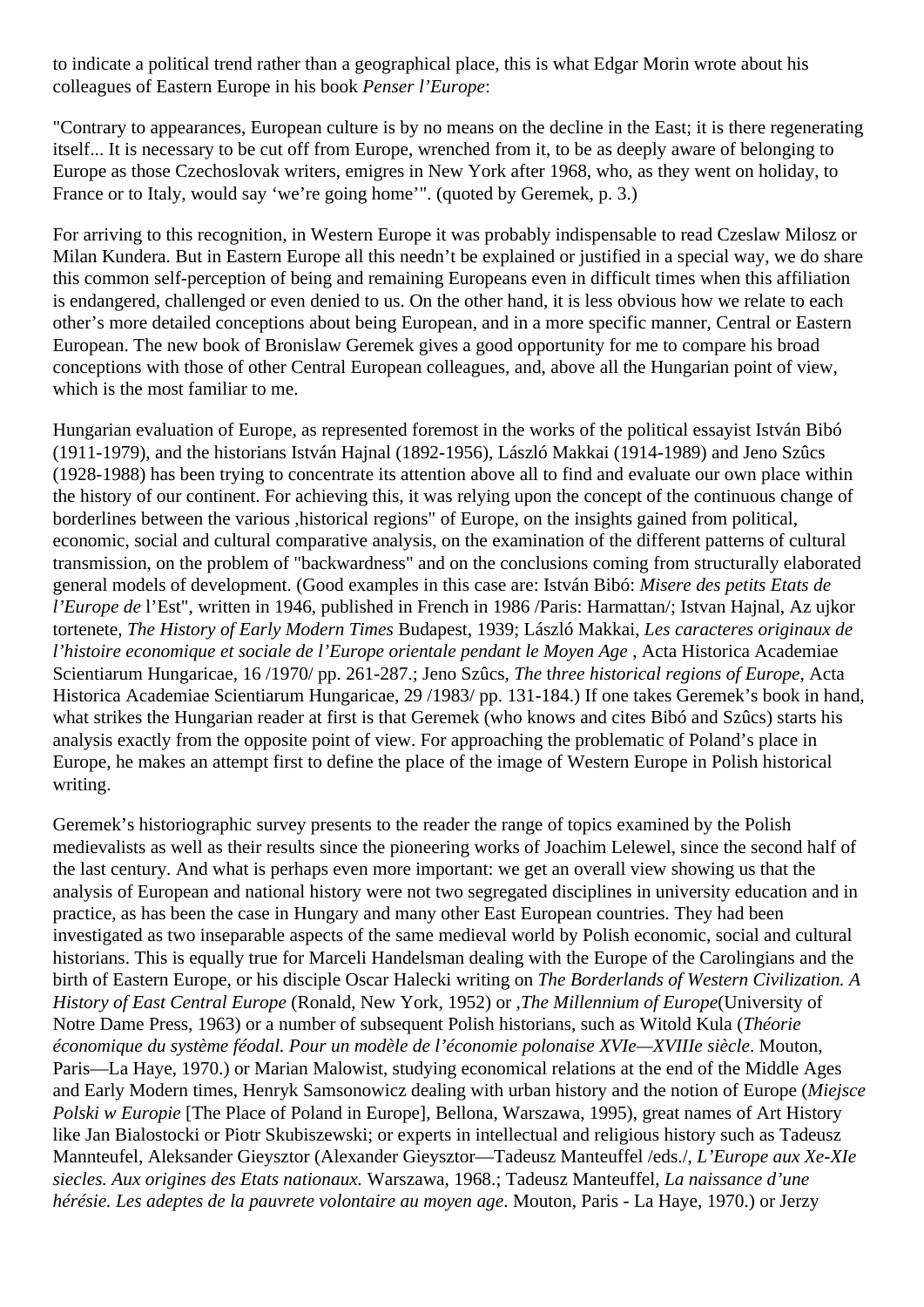to indicate a political trend rather than a geographical place, this is what Edgar Morin wrote about his colleagues of Eastern Europe in his book *Penser l'Europe*:

"Contrary to appearances, European culture is by no means on the decline in the East; it is there regenerating itself... It is necessary to be cut off from Europe, wrenched from it, to be as deeply aware of belonging to Europe as those Czechoslovak writers, emigres in New York after 1968, who, as they went on holiday, to France or to Italy, would say 'we're going home'". (quoted by Geremek, p. 3.)

For arriving to this recognition, in Western Europe it was probably indispensable to read Czeslaw Milosz or Milan Kundera. But in Eastern Europe all this needn't be explained or justified in a special way, we do share this common self-perception of being and remaining Europeans even in difficult times when this affiliation is endangered, challenged or even denied to us. On the other hand, it is less obvious how we relate to each other's more detailed conceptions about being European, and in a more specific manner, Central or Eastern European. The new book of Bronislaw Geremek gives a good opportunity for me to compare his broad conceptions with those of other Central European colleagues, and, above all the Hungarian point of view, which is the most familiar to me.

Hungarian evaluation of Europe, as represented foremost in the works of the political essayist István Bibó (1911-1979), and the historians István Hajnal (1892-1956), László Makkai (1914-1989) and Jeno Szûcs (1928-1988) has been trying to concentrate its attention above all to find and evaluate our own place within the history of our continent. For achieving this, it was relying upon the concept of the continuous change of borderlines between the various ‚historical regions" of Europe, on the insights gained from political, economic, social and cultural comparative analysis, on the examination of the different patterns of cultural transmission, on the problem of "backwardness" and on the conclusions coming from structurally elaborated general models of development. (Good examples in this case are: István Bibó: *Misere des petits Etats de l'Europe de* l'Est", written in 1946, published in French in 1986 /Paris: Harmattan/; Istvan Hajnal, Az ujkor tortenete, *The History of Early Modern Times* Budapest, 1939; László Makkai, *Les caracteres originaux de l'histoire economique et sociale de l'Europe orientale pendant le Moyen Age* , Acta Historica Academiae Scientiarum Hungaricae, 16 /1970/ pp. 261-287.; Jeno Szûcs, *The three historical regions of Europe*, Acta Historica Academiae Scientiarum Hungaricae, 29 /1983/ pp. 131-184.) If one takes Geremek's book in hand, what strikes the Hungarian reader at first is that Geremek (who knows and cites Bibó and Szûcs) starts his analysis exactly from the opposite point of view. For approaching the problematic of Poland's place in Europe, he makes an attempt first to define the place of the image of Western Europe in Polish historical writing.

Geremek's historiographic survey presents to the reader the range of topics examined by the Polish medievalists as well as their results since the pioneering works of Joachim Lelewel, since the second half of the last century. And what is perhaps even more important: we get an overall view showing us that the analysis of European and national history were not two segregated disciplines in university education and in practice, as has been the case in Hungary and many other East European countries. They had been investigated as two inseparable aspects of the same medieval world by Polish economic, social and cultural historians. This is equally true for Marceli Handelsman dealing with the Europe of the Carolingians and the birth of Eastern Europe, or his disciple Oscar Halecki writing on *The Borderlands of Western Civilization. A History of East Central Europe* (Ronald, New York, 1952) or ‚*The Millennium of Europe*(University of Notre Dame Press, 1963) or a number of subsequent Polish historians, such as Witold Kula (*Théorie économique du système féodal. Pour un modèle de l'économie polonaise XVIe—XVIIIe siècle*. Mouton, Paris—La Haye, 1970.) or Marian Malowist, studying economical relations at the end of the Middle Ages and Early Modern times, Henryk Samsonowicz dealing with urban history and the notion of Europe (*Miejsce Polski w Europie* [The Place of Poland in Europe], Bellona, Warszawa, 1995), great names of Art History like Jan Bialostocki or Piotr Skubiszewski; or experts in intellectual and religious history such as Tadeusz Mannteufel, Aleksander Gieysztor (Alexander Gieysztor—Tadeusz Manteuffel /eds./, *L'Europe aux Xe-XIe siecles. Aux origines des Etats nationaux.* Warszawa, 1968.; Tadeusz Manteuffel, *La naissance d'une hérésie. Les adeptes de la pauvrete volontaire au moyen age*. Mouton, Paris - La Haye, 1970.) or Jerzy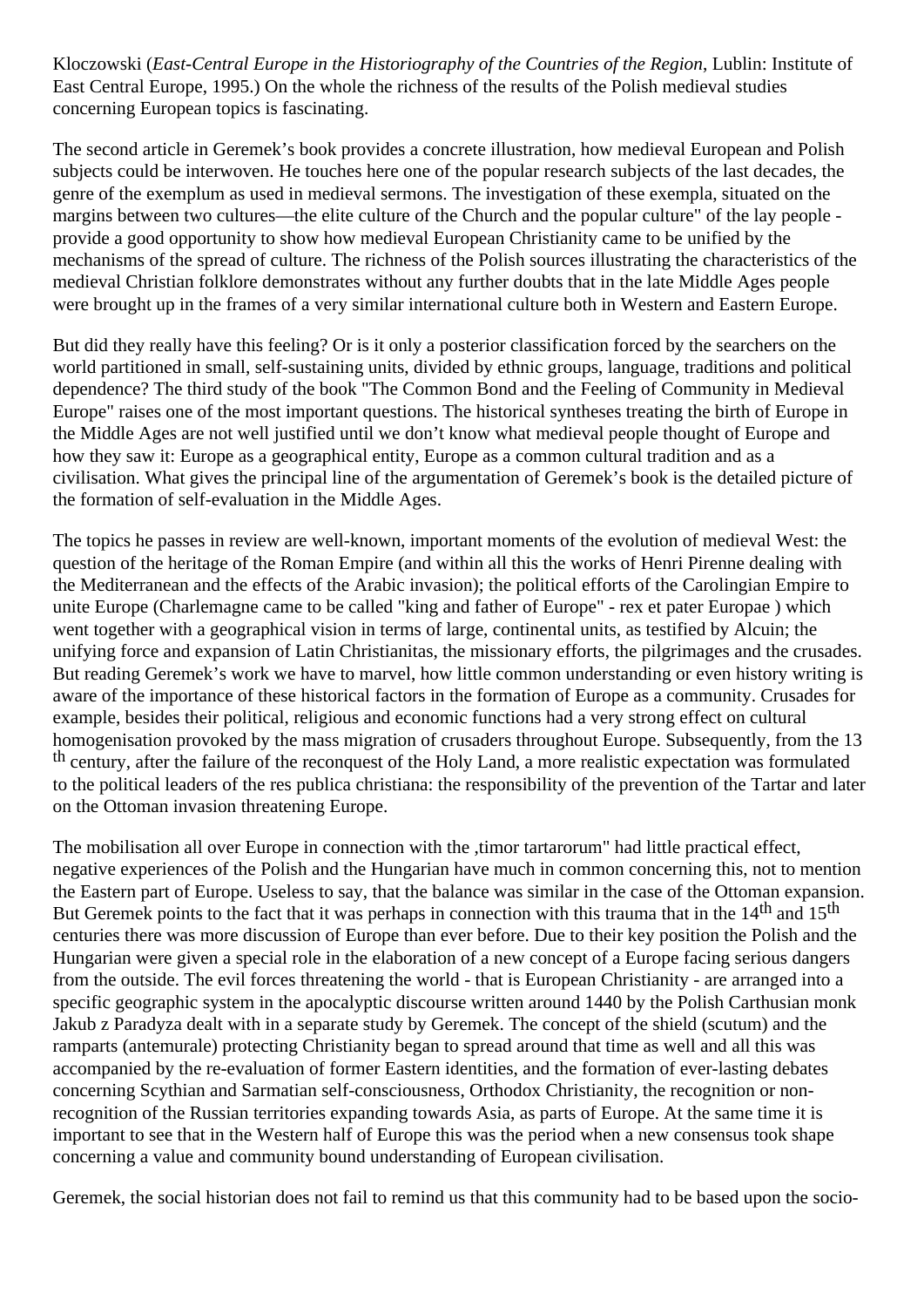Kloczowski (*East-Central Europe in the Historiography of the Countries of the Region*, Lublin: Institute of East Central Europe, 1995.) On the whole the richness of the results of the Polish medieval studies concerning European topics is fascinating.

The second article in Geremek's book provides a concrete illustration, how medieval European and Polish subjects could be interwoven. He touches here one of the popular research subjects of the last decades, the genre of the exemplum as used in medieval sermons. The investigation of these exempla, situated on the margins between two cultures—the elite culture of the Church and the popular culture" of the lay people - provide a good opportunity to show how medieval European Christianity came to be unified by the mechanisms of the spread of culture. The richness of the Polish sources illustrating the characteristics of the medieval Christian folklore demonstrates without any further doubts that in the late Middle Ages people were brought up in the frames of a very similar international culture both in Western and Eastern Europe.

But did they really have this feeling? Or is it only a posterior classification forced by the searchers on the world partitioned in small, self-sustaining units, divided by ethnic groups, language, traditions and political dependence? The third study of the book "The Common Bond and the Feeling of Community in Medieval Europe" raises one of the most important questions. The historical syntheses treating the birth of Europe in the Middle Ages are not well justified until we don't know what medieval people thought of Europe and how they saw it: Europe as a geographical entity, Europe as a common cultural tradition and as a civilisation. What gives the principal line of the argumentation of Geremek's book is the detailed picture of the formation of self-evaluation in the Middle Ages.

The topics he passes in review are well-known, important moments of the evolution of medieval West: the question of the heritage of the Roman Empire (and within all this the works of Henri Pirenne dealing with the Mediterranean and the effects of the Arabic invasion); the political efforts of the Carolingian Empire to unite Europe (Charlemagne came to be called "king and father of Europe" - rex et pater Europae ) which went together with a geographical vision in terms of large, continental units, as testified by Alcuin; the unifying force and expansion of Latin Christianitas, the missionary efforts, the pilgrimages and the crusades. But reading Geremek's work we have to marvel, how little common understanding or even history writing is aware of the importance of these historical factors in the formation of Europe as a community. Crusades for example, besides their political, religious and economic functions had a very strong effect on cultural homogenisation provoked by the mass migration of crusaders throughout Europe. Subsequently, from the 13th century, after the failure of the reconquest of the Holy Land, a more realistic expectation was formulated to the political leaders of the res publica christiana: the responsibility of the prevention of the Tartar and later on the Ottoman invasion threatening Europe.

The mobilisation all over Europe in connection with the ‚timor tartarorum" had little practical effect, negative experiences of the Polish and the Hungarian have much in common concerning this, not to mention the Eastern part of Europe. Useless to say, that the balance was similar in the case of the Ottoman expansion. But Geremek points to the fact that it was perhaps in connection with this trauma that in the 14th and 15th centuries there was more discussion of Europe than ever before. Due to their key position the Polish and the Hungarian were given a special role in the elaboration of a new concept of a Europe facing serious dangers from the outside. The evil forces threatening the world - that is European Christianity - are arranged into a specific geographic system in the apocalyptic discourse written around 1440 by the Polish Carthusian monk Jakub z Paradyza dealt with in a separate study by Geremek. The concept of the shield (scutum) and the ramparts (antemurale) protecting Christianity began to spread around that time as well and all this was accompanied by the re-evaluation of former Eastern identities, and the formation of ever-lasting debates concerning Scythian and Sarmatian self-consciousness, Orthodox Christianity, the recognition or non-recognition of the Russian territories expanding towards Asia, as parts of Europe. At the same time it is important to see that in the Western half of Europe this was the period when a new consensus took shape concerning a value and community bound understanding of European civilisation.

Geremek, the social historian does not fail to remind us that this community had to be based upon the socio-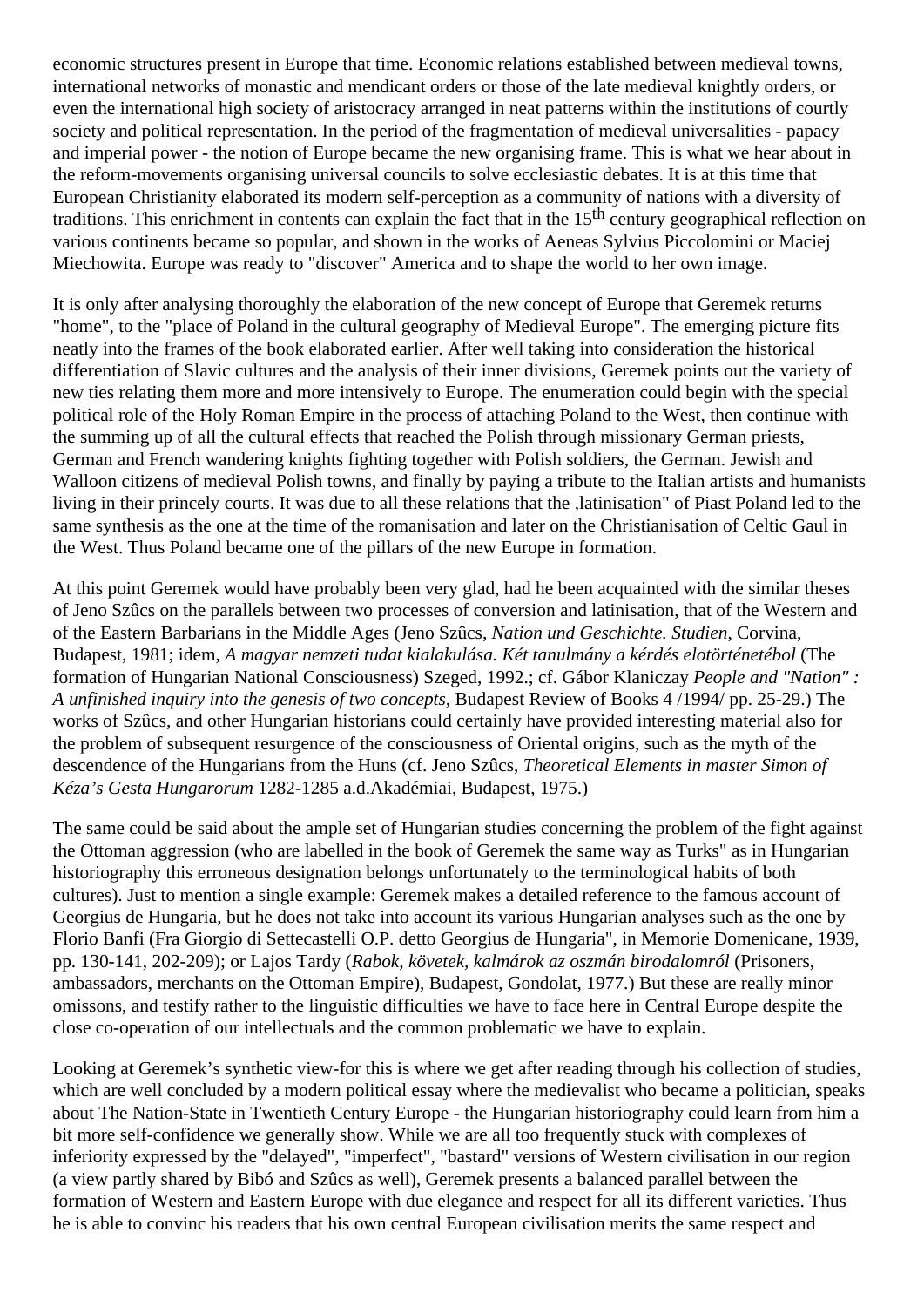economic structures present in Europe that time. Economic relations established between medieval towns, international networks of monastic and mendicant orders or those of the late medieval knightly orders, or even the international high society of aristocracy arranged in neat patterns within the institutions of courtly society and political representation. In the period of the fragmentation of medieval universalities - papacy and imperial power - the notion of Europe became the new organising frame. This is what we hear about in the reform-movements organising universal councils to solve ecclesiastic debates. It is at this time that European Christianity elaborated its modern self-perception as a community of nations with a diversity of traditions. This enrichment in contents can explain the fact that in the 15th century geographical reflection on various continents became so popular, and shown in the works of Aeneas Sylvius Piccolomini or Maciej Miechowita. Europe was ready to "discover" America and to shape the world to her own image.

It is only after analysing thoroughly the elaboration of the new concept of Europe that Geremek returns "home", to the "place of Poland in the cultural geography of Medieval Europe". The emerging picture fits neatly into the frames of the book elaborated earlier. After well taking into consideration the historical differentiation of Slavic cultures and the analysis of their inner divisions, Geremek points out the variety of new ties relating them more and more intensively to Europe. The enumeration could begin with the special political role of the Holy Roman Empire in the process of attaching Poland to the West, then continue with the summing up of all the cultural effects that reached the Polish through missionary German priests, German and French wandering knights fighting together with Polish soldiers, the German. Jewish and Walloon citizens of medieval Polish towns, and finally by paying a tribute to the Italian artists and humanists living in their princely courts. It was due to all these relations that the ‚latinisation" of Piast Poland led to the same synthesis as the one at the time of the romanisation and later on the Christianisation of Celtic Gaul in the West. Thus Poland became one of the pillars of the new Europe in formation.

At this point Geremek would have probably been very glad, had he been acquainted with the similar theses of Jeno Szûcs on the parallels between two processes of conversion and latinisation, that of the Western and of the Eastern Barbarians in the Middle Ages (Jeno Szûcs, *Nation und Geschichte. Studien*, Corvina, Budapest, 1981; idem, *A magyar nemzeti tudat kialakulása. Két tanulmány a kérdés elotörténetébol* (The formation of Hungarian National Consciousness) Szeged, 1992.; cf. Gábor Klaniczay *People and "Nation" : A unfinished inquiry into the genesis of two concepts,* Budapest Review of Books 4 /1994/ pp. 25-29.) The works of Szûcs, and other Hungarian historians could certainly have provided interesting material also for the problem of subsequent resurgence of the consciousness of Oriental origins, such as the myth of the descendence of the Hungarians from the Huns (cf. Jeno Szûcs, *Theoretical Elements in master Simon of Kéza's Gesta Hungarorum* 1282-1285 a.d.Akadémiai, Budapest, 1975.)

The same could be said about the ample set of Hungarian studies concerning the problem of the fight against the Ottoman aggression (who are labelled in the book of Geremek the same way as Turks" as in Hungarian historiography this erroneous designation belongs unfortunately to the terminological habits of both cultures). Just to mention a single example: Geremek makes a detailed reference to the famous account of Georgius de Hungaria, but he does not take into account its various Hungarian analyses such as the one by Florio Banfi (Fra Giorgio di Settecastelli O.P. detto Georgius de Hungaria", in Memorie Domenicane, 1939, pp. 130-141, 202-209); or Lajos Tardy (*Rabok, követek, kalmárok az oszmán birodalomról* (Prisoners, ambassadors, merchants on the Ottoman Empire), Budapest, Gondolat, 1977.) But these are really minor omissons, and testify rather to the linguistic difficulties we have to face here in Central Europe despite the close co-operation of our intellectuals and the common problematic we have to explain.

Looking at Geremek's synthetic view-for this is where we get after reading through his collection of studies, which are well concluded by a modern political essay where the medievalist who became a politician, speaks about The Nation-State in Twentieth Century Europe - the Hungarian historiography could learn from him a bit more self-confidence we generally show. While we are all too frequently stuck with complexes of inferiority expressed by the "delayed", "imperfect", "bastard" versions of Western civilisation in our region (a view partly shared by Bibó and Szûcs as well), Geremek presents a balanced parallel between the formation of Western and Eastern Europe with due elegance and respect for all its different varieties. Thus he is able to convinc his readers that his own central European civilisation merits the same respect and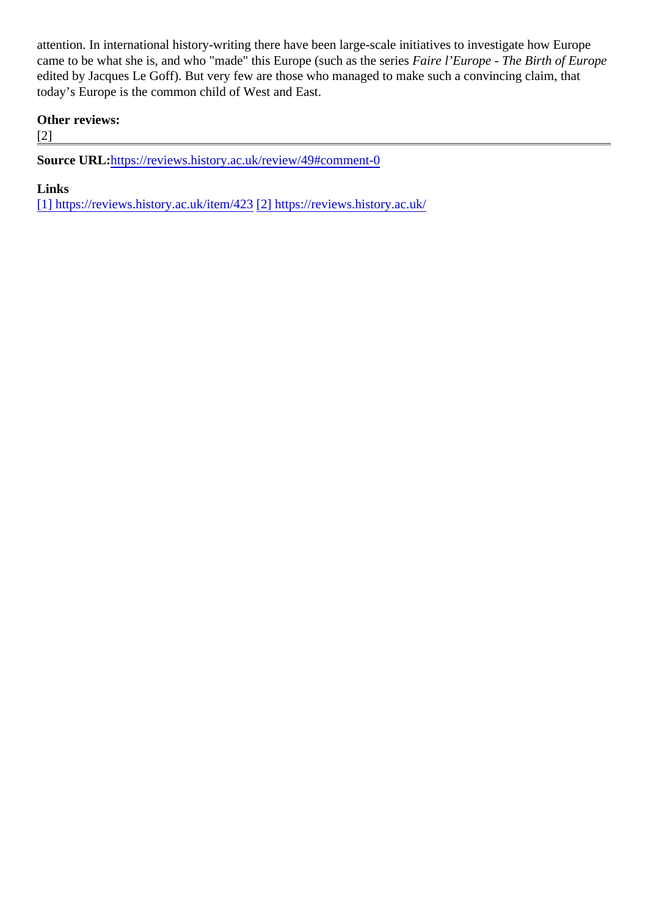attention. In international history-writing there have been large-scale initiatives to investigate how Europe came to be what she is, and who "made" this Europe (such as the series *Faire l'Europe - The Birth of Europe* edited by Jacques Le Goff). But very few are those who managed to make such a convincing claim, that today's Europe is the common child of West and East.

**Other reviews:**
[2]

---

**Source URL:**https://reviews.history.ac.uk/review/49#comment-0

**Links**
[1] https://reviews.history.ac.uk/item/423 [2] https://reviews.history.ac.uk/